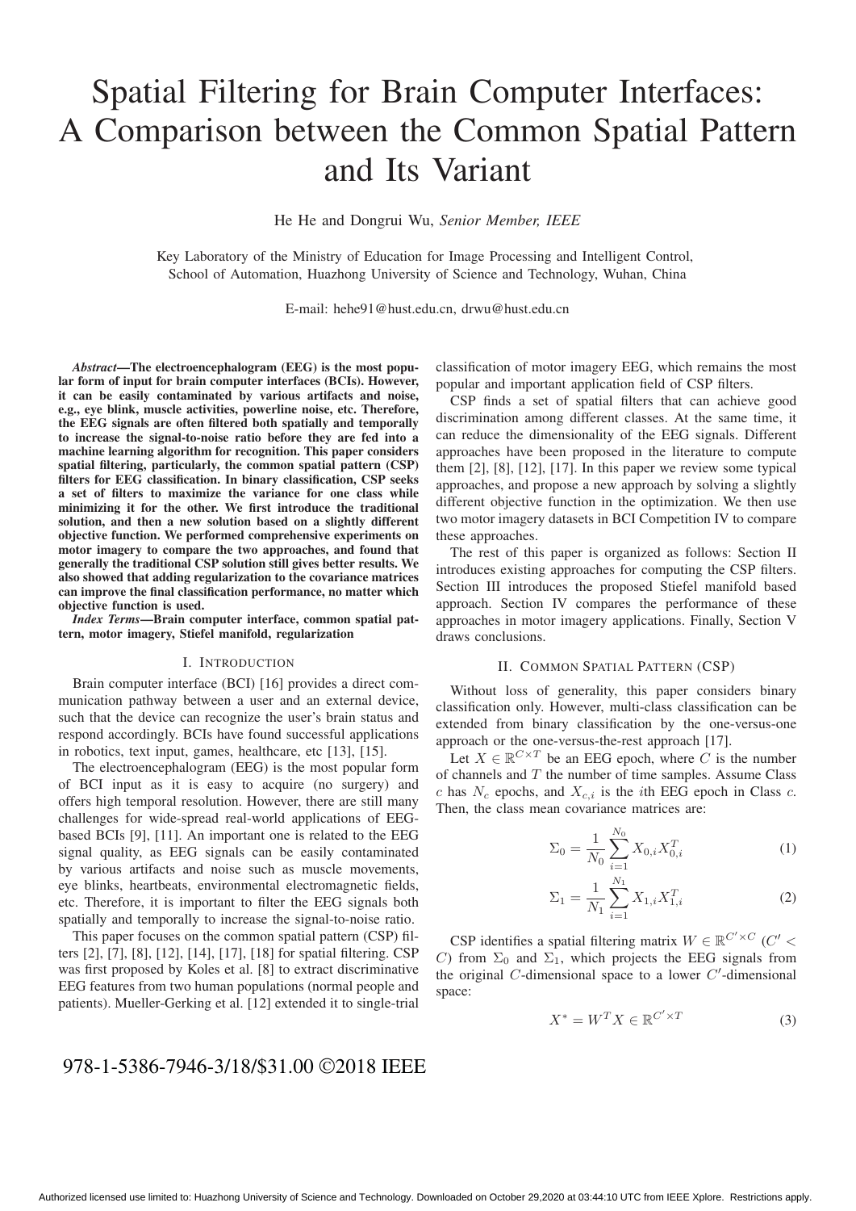# Spatial Filtering for Brain Computer Interfaces: A Comparison between the Common Spatial Pattern and Its Variant

He He and Dongrui Wu, *Senior Member, IEEE*

Key Laboratory of the Ministry of Education for Image Processing and Intelligent Control,
School of Automation, Huazhong University of Science and Technology, Wuhan, China

E-mail: hehe91@hust.edu.cn, drwu@hust.edu.cn

***Abstract*—The electroencephalogram (EEG) is the most popular form of input for brain computer interfaces (BCIs). However, it can be easily contaminated by various artifacts and noise, e.g., eye blink, muscle activities, powerline noise, etc. Therefore, the EEG signals are often filtered both spatially and temporally to increase the signal-to-noise ratio before they are fed into a machine learning algorithm for recognition. This paper considers spatial filtering, particularly, the common spatial pattern (CSP) filters for EEG classification. In binary classification, CSP seeks a set of filters to maximize the variance for one class while minimizing it for the other. We first introduce the traditional solution, and then a new solution based on a slightly different objective function. We performed comprehensive experiments on motor imagery to compare the two approaches, and found that generally the traditional CSP solution still gives better results. We also showed that adding regularization to the covariance matrices can improve the final classification performance, no matter which objective function is used.**

***Index Terms*—Brain computer interface, common spatial pattern, motor imagery, Stiefel manifold, regularization**

## I. Introduction

Brain computer interface (BCI) [16] provides a direct communication pathway between a user and an external device, such that the device can recognize the user's brain status and respond accordingly. BCIs have found successful applications in robotics, text input, games, healthcare, etc [13], [15].

The electroencephalogram (EEG) is the most popular form of BCI input as it is easy to acquire (no surgery) and offers high temporal resolution. However, there are still many challenges for wide-spread real-world applications of EEG-based BCIs [9], [11]. An important one is related to the EEG signal quality, as EEG signals can be easily contaminated by various artifacts and noise such as muscle movements, eye blinks, heartbeats, environmental electromagnetic fields, etc. Therefore, it is important to filter the EEG signals both spatially and temporally to increase the signal-to-noise ratio.

This paper focuses on the common spatial pattern (CSP) filters [2], [7], [8], [12], [14], [17], [18] for spatial filtering. CSP was first proposed by Koles et al. [8] to extract discriminative EEG features from two human populations (normal people and patients). Mueller-Gerking et al. [12] extended it to single-trial classification of motor imagery EEG, which remains the most popular and important application field of CSP filters.

CSP finds a set of spatial filters that can achieve good discrimination among different classes. At the same time, it can reduce the dimensionality of the EEG signals. Different approaches have been proposed in the literature to compute them [2], [8], [12], [17]. In this paper we review some typical approaches, and propose a new approach by solving a slightly different objective function in the optimization. We then use two motor imagery datasets in BCI Competition IV to compare these approaches.

The rest of this paper is organized as follows: Section II introduces existing approaches for computing the CSP filters. Section III introduces the proposed Stiefel manifold based approach. Section IV compares the performance of these approaches in motor imagery applications. Finally, Section V draws conclusions.

## II. Common Spatial Pattern (CSP)

Without loss of generality, this paper considers binary classification only. However, multi-class classification can be extended from binary classification by the one-versus-one approach or the one-versus-the-rest approach [17].

Let $X \in \mathbb{R}^{C\times T}$ be an EEG epoch, where $C$ is the number of channels and $T$ the number of time samples. Assume Class $c$ has $N_c$ epochs, and $X_{c,i}$ is the $i$th EEG epoch in Class $c$. Then, the class mean covariance matrices are:

$$\Sigma_0 = \frac{1}{N_0}\sum_{i=1}^{N_0} X_{0,i}X_{0,i}^T \tag{1}$$

$$\Sigma_1 = \frac{1}{N_1}\sum_{i=1}^{N_1} X_{1,i}X_{1,i}^T \tag{2}$$

CSP identifies a spatial filtering matrix $W \in \mathbb{R}^{C'\times C}$ ($C' < C$) from $\Sigma_0$ and $\Sigma_1$, which projects the EEG signals from the original $C$-dimensional space to a lower $C'$-dimensional space:

$$X^* = W^T X \in \mathbb{R}^{C'\times T} \tag{3}$$

978-1-5386-7946-3/18/$31.00 ©2018 IEEE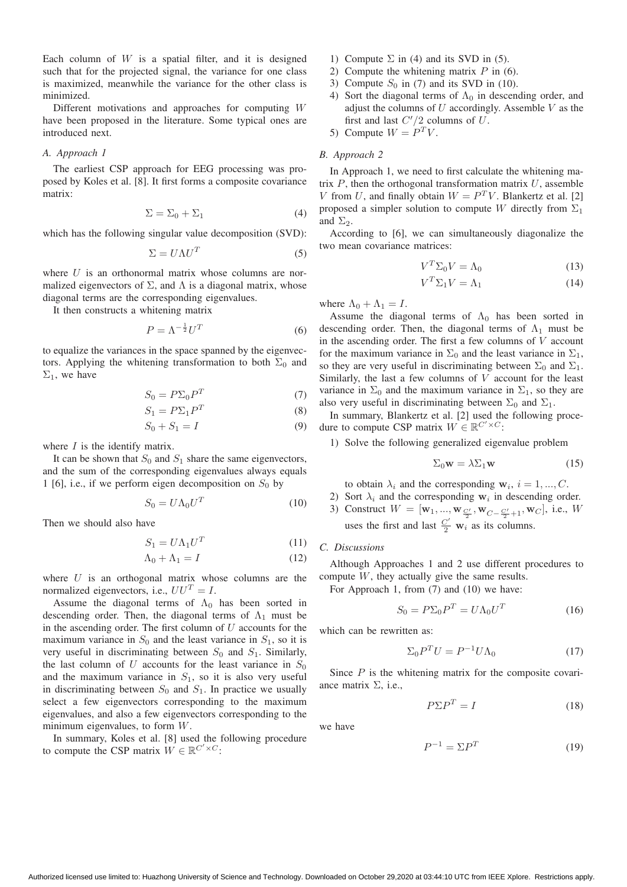Each column of $W$ is a spatial filter, and it is designed such that for the projected signal, the variance for one class is maximized, meanwhile the variance for the other class is minimized.

Different motivations and approaches for computing $W$ have been proposed in the literature. Some typical ones are introduced next.

### *A. Approach 1*

The earliest CSP approach for EEG processing was proposed by Koles et al. [8]. It first forms a composite covariance matrix:

$$\Sigma = \Sigma_0 + \Sigma_1 \tag{4}$$

which has the following singular value decomposition (SVD):

$$\Sigma = U \Lambda U^T \tag{5}$$

where $U$ is an orthonormal matrix whose columns are normalized eigenvectors of $\Sigma$, and $\Lambda$ is a diagonal matrix, whose diagonal terms are the corresponding eigenvalues.

It then constructs a whitening matrix

$$P = \Lambda^{-\frac{1}{2}} U^T \tag{6}$$

to equalize the variances in the space spanned by the eigenvectors. Applying the whitening transformation to both $\Sigma_0$ and $\Sigma_1$, we have

$$S_0 = P \Sigma_0 P^T \tag{7}$$

$$S_1 = P \Sigma_1 P^T \tag{8}$$

$$S_0 + S_1 = I \tag{9}$$

where $I$ is the identify matrix.

It can be shown that $S_0$ and $S_1$ share the same eigenvectors, and the sum of the corresponding eigenvalues always equals 1 [6], i.e., if we perform eigen decomposition on $S_0$ by

$$S_0 = U \Lambda_0 U^T \tag{10}$$

Then we should also have

$$S_1 = U \Lambda_1 U^T \tag{11}$$

$$\Lambda_0 + \Lambda_1 = I \tag{12}$$

where $U$ is an orthogonal matrix whose columns are the normalized eigenvectors, i.e., $UU^T = I$.

Assume the diagonal terms of $\Lambda_0$ has been sorted in descending order. Then, the diagonal terms of $\Lambda_1$ must be in the ascending order. The first column of $U$ accounts for the maximum variance in $S_0$ and the least variance in $S_1$, so it is very useful in discriminating between $S_0$ and $S_1$. Similarly, the last column of $U$ accounts for the least variance in $S_0$ and the maximum variance in $S_1$, so it is also very useful in discriminating between $S_0$ and $S_1$. In practice we usually select a few eigenvectors corresponding to the maximum eigenvalues, and also a few eigenvectors corresponding to the minimum eigenvalues, to form $W$.

In summary, Koles et al. [8] used the following procedure to compute the CSP matrix $W \in \mathbb{R}^{C' \times C}$:

1) Compute $\Sigma$ in (4) and its SVD in (5).
2) Compute the whitening matrix $P$ in (6).
3) Compute $S_0$ in (7) and its SVD in (10).
4) Sort the diagonal terms of $\Lambda_0$ in descending order, and adjust the columns of $U$ accordingly. Assemble $V$ as the first and last $C'/2$ columns of $U$.
5) Compute $W = P^T V$.

### *B. Approach 2*

In Approach 1, we need to first calculate the whitening matrix $P$, then the orthogonal transformation matrix $U$, assemble $V$ from $U$, and finally obtain $W = P^T V$. Blankertz et al. [2] proposed a simpler solution to compute $W$ directly from $\Sigma_1$ and $\Sigma_2$.

According to [6], we can simultaneously diagonalize the two mean covariance matrices:

$$V^T \Sigma_0 V = \Lambda_0 \tag{13}$$

$$V^T \Sigma_1 V = \Lambda_1 \tag{14}$$

where $\Lambda_0 + \Lambda_1 = I$.

Assume the diagonal terms of $\Lambda_0$ has been sorted in descending order. Then, the diagonal terms of $\Lambda_1$ must be in the ascending order. The first a few columns of $V$ account for the maximum variance in $\Sigma_0$ and the least variance in $\Sigma_1$, so they are very useful in discriminating between $\Sigma_0$ and $\Sigma_1$. Similarly, the last a few columns of $V$ account for the least variance in $\Sigma_0$ and the maximum variance in $\Sigma_1$, so they are also very useful in discriminating between $\Sigma_0$ and $\Sigma_1$.

In summary, Blankertz et al. [2] used the following procedure to compute CSP matrix $W \in \mathbb{R}^{C' \times C}$:

1) Solve the following generalized eigenvalue problem

$$\Sigma_0 \mathbf{w} = \lambda \Sigma_1 \mathbf{w} \tag{15}$$

to obtain $\lambda_i$ and the corresponding $\mathbf{w}_i$, $i = 1, ..., C$.

2) Sort $\lambda_i$ and the corresponding $\mathbf{w}_i$ in descending order.
3) Construct $W = [\mathbf{w}_1, ..., \mathbf{w}_{\frac{C'}{2}}, \mathbf{w}_{C-\frac{C'}{2}+1}, \mathbf{w}_C]$, i.e., $W$ uses the first and last $\frac{C'}{2}$ $\mathbf{w}_i$ as its columns.

### *C. Discussions*

Although Approaches 1 and 2 use different procedures to compute $W$, they actually give the same results.

For Approach 1, from (7) and (10) we have:

$$S_0 = P \Sigma_0 P^T = U \Lambda_0 U^T \tag{16}$$

which can be rewritten as:

$$\Sigma_0 P^T U = P^{-1} U \Lambda_0 \tag{17}$$

Since $P$ is the whitening matrix for the composite covariance matrix $\Sigma$, i.e.,

$$P \Sigma P^T = I \tag{18}$$

we have

$$P^{-1} = \Sigma P^T \tag{19}$$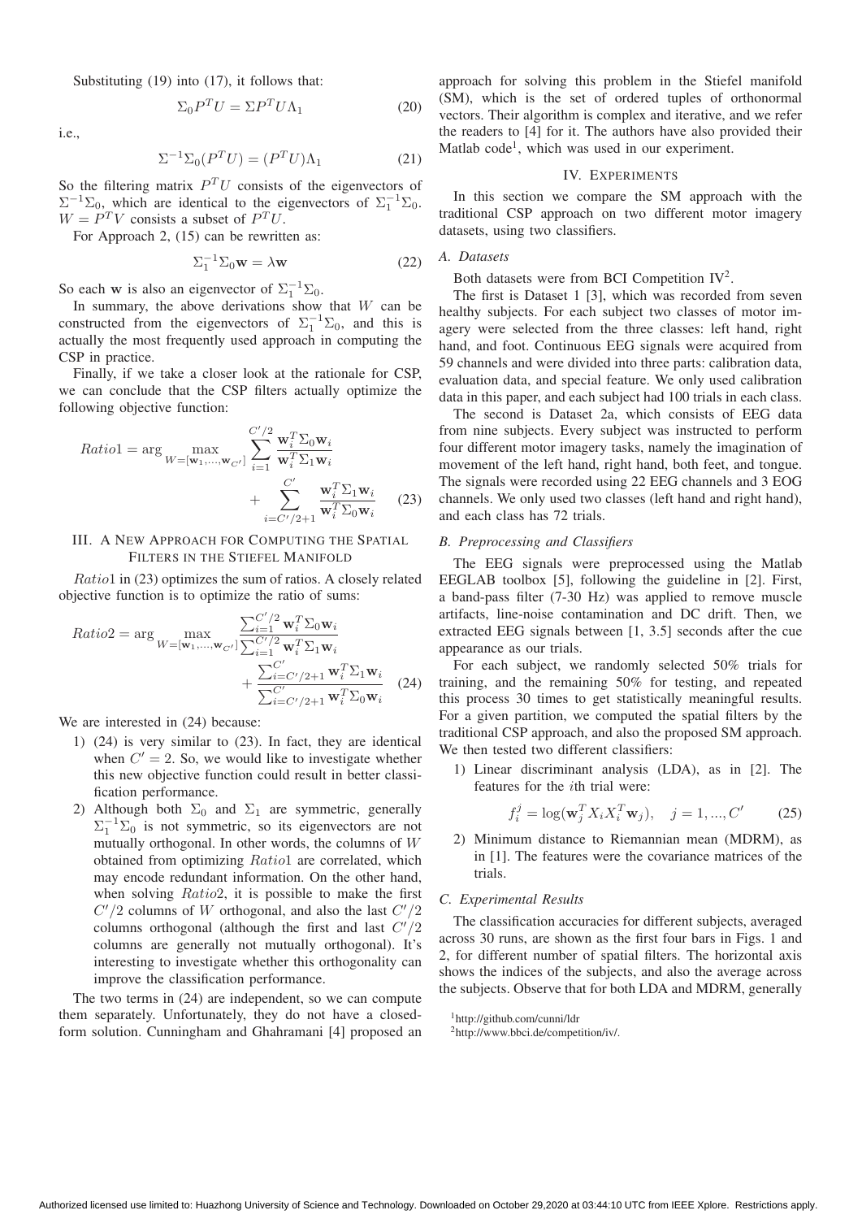Substituting (19) into (17), it follows that:

$$\Sigma_0 P^T U = \Sigma P^T U \Lambda_1 \tag{20}$$

i.e.,

$$\Sigma^{-1}\Sigma_0(P^T U) = (P^T U)\Lambda_1 \tag{21}$$

So the filtering matrix $P^T U$ consists of the eigenvectors of $\Sigma^{-1}\Sigma_0$, which are identical to the eigenvectors of $\Sigma_1^{-1}\Sigma_0$. $W = P^T V$ consists a subset of $P^T U$.

For Approach 2, (15) can be rewritten as:

$$\Sigma_1^{-1}\Sigma_0 \mathbf{w} = \lambda \mathbf{w} \tag{22}$$

So each $\mathbf{w}$ is also an eigenvector of $\Sigma_1^{-1}\Sigma_0$.

In summary, the above derivations show that $W$ can be constructed from the eigenvectors of $\Sigma_1^{-1}\Sigma_0$, and this is actually the most frequently used approach in computing the CSP in practice.

Finally, if we take a closer look at the rationale for CSP, we can conclude that the CSP filters actually optimize the following objective function:

$$Ratio1 = \arg\max_{W=[\mathbf{w}_1,...,\mathbf{w}_{C'}]} \sum_{i=1}^{C'/2} \frac{\mathbf{w}_i^T \Sigma_0 \mathbf{w}_i}{\mathbf{w}_i^T \Sigma_1 \mathbf{w}_i} + \sum_{i=C'/2+1}^{C'} \frac{\mathbf{w}_i^T \Sigma_1 \mathbf{w}_i}{\mathbf{w}_i^T \Sigma_0 \mathbf{w}_i} \tag{23}$$

## III. A New Approach for Computing the Spatial Filters in the Stiefel Manifold

$Ratio1$ in (23) optimizes the sum of ratios. A closely related objective function is to optimize the ratio of sums:

$$Ratio2 = \arg\max_{W=[\mathbf{w}_1,...,\mathbf{w}_{C'}]} \frac{\sum_{i=1}^{C'/2} \mathbf{w}_i^T \Sigma_0 \mathbf{w}_i}{\sum_{i=1}^{C'/2} \mathbf{w}_i^T \Sigma_1 \mathbf{w}_i} + \frac{\sum_{i=C'/2+1}^{C'} \mathbf{w}_i^T \Sigma_1 \mathbf{w}_i}{\sum_{i=C'/2+1}^{C'} \mathbf{w}_i^T \Sigma_0 \mathbf{w}_i} \tag{24}$$

We are interested in (24) because:

1) (24) is very similar to (23). In fact, they are identical when $C' = 2$. So, we would like to investigate whether this new objective function could result in better classification performance.
2) Although both $\Sigma_0$ and $\Sigma_1$ are symmetric, generally $\Sigma_1^{-1}\Sigma_0$ is not symmetric, so its eigenvectors are not mutually orthogonal. In other words, the columns of $W$ obtained from optimizing $Ratio1$ are correlated, which may encode redundant information. On the other hand, when solving $Ratio2$, it is possible to make the first $C'/2$ columns of $W$ orthogonal, and also the last $C'/2$ columns orthogonal (although the first and last $C'/2$ columns are generally not mutually orthogonal). It's interesting to investigate whether this orthogonality can improve the classification performance.

The two terms in (24) are independent, so we can compute them separately. Unfortunately, they do not have a closed-form solution. Cunningham and Ghahramani [4] proposed an approach for solving this problem in the Stiefel manifold (SM), which is the set of ordered tuples of orthonormal vectors. Their algorithm is complex and iterative, and we refer the readers to [4] for it. The authors have also provided their Matlab code[1], which was used in our experiment.

## IV. Experiments

In this section we compare the SM approach with the traditional CSP approach on two different motor imagery datasets, using two classifiers.

### A. Datasets

Both datasets were from BCI Competition IV[2].

The first is Dataset 1 [3], which was recorded from seven healthy subjects. For each subject two classes of motor imagery were selected from the three classes: left hand, right hand, and foot. Continuous EEG signals were acquired from 59 channels and were divided into three parts: calibration data, evaluation data, and special feature. We only used calibration data in this paper, and each subject had 100 trials in each class.

The second is Dataset 2a, which consists of EEG data from nine subjects. Every subject was instructed to perform four different motor imagery tasks, namely the imagination of movement of the left hand, right hand, both feet, and tongue. The signals were recorded using 22 EEG channels and 3 EOG channels. We only used two classes (left hand and right hand), and each class has 72 trials.

### B. Preprocessing and Classifiers

The EEG signals were preprocessed using the Matlab EEGLAB toolbox [5], following the guideline in [2]. First, a band-pass filter (7-30 Hz) was applied to remove muscle artifacts, line-noise contamination and DC drift. Then, we extracted EEG signals between [1, 3.5] seconds after the cue appearance as our trials.

For each subject, we randomly selected 50% trials for training, and the remaining 50% for testing, and repeated this process 30 times to get statistically meaningful results. For a given partition, we computed the spatial filters by the traditional CSP approach, and also the proposed SM approach. We then tested two different classifiers:

1) Linear discriminant analysis (LDA), as in [2]. The features for the $i$th trial were:

$$f_i^j = \log(\mathbf{w}_j^T X_i X_i^T \mathbf{w}_j), \quad j = 1, ..., C' \tag{25}$$

2) Minimum distance to Riemannian mean (MDRM), as in [1]. The features were the covariance matrices of the trials.

### C. Experimental Results

The classification accuracies for different subjects, averaged across 30 runs, are shown as the first four bars in Figs. 1 and 2, for different number of spatial filters. The horizontal axis shows the indices of the subjects, and also the average across the subjects. Observe that for both LDA and MDRM, generally

[1] http://github.com/cunni/ldr

[2] http://www.bbci.de/competition/iv/.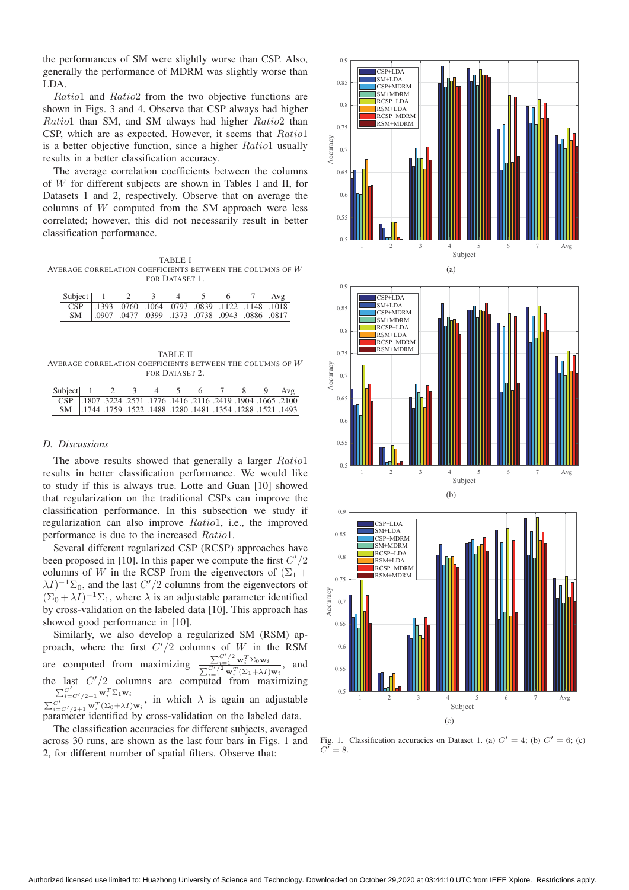the performances of SM were slightly worse than CSP. Also, generally the performance of MDRM was slightly worse than LDA.

*Ratio*1 and *Ratio*2 from the two objective functions are shown in Figs. 3 and 4. Observe that CSP always had higher *Ratio*1 than SM, and SM always had higher *Ratio*2 than CSP, which are as expected. However, it seems that *Ratio*1 is a better objective function, since a higher *Ratio*1 usually results in a better classification accuracy.

The average correlation coefficients between the columns of $W$ for different subjects are shown in Tables I and II, for Datasets 1 and 2, respectively. Observe that on average the columns of $W$ computed from the SM approach were less correlated; however, this did not necessarily result in better classification performance.

TABLE I
AVERAGE CORRELATION COEFFICIENTS BETWEEN THE COLUMNS OF $W$ FOR DATASET 1.

| Subject | 1 | 2 | 3 | 4 | 5 | 6 | 7 | Avg |
|---|---|---|---|---|---|---|---|---|
| CSP | .1393 | .0760 | .1064 | .0797 | .0839 | .1122 | .1148 | .1018 |
| SM | .0907 | .0477 | .0399 | .1373 | .0738 | .0943 | .0886 | .0817 |

TABLE II
AVERAGE CORRELATION COEFFICIENTS BETWEEN THE COLUMNS OF $W$ FOR DATASET 2.

| Subject | 1 | 2 | 3 | 4 | 5 | 6 | 7 | 8 | 9 | Avg |
|---|---|---|---|---|---|---|---|---|---|---|
| CSP | .1807 | .3224 | .2571 | .1776 | .1416 | .2116 | .2419 | .1904 | .1665 | .2100 |
| SM | .1744 | .1759 | .1522 | .1488 | .1280 | .1481 | .1354 | .1288 | .1521 | .1493 |

### D. Discussions

The above results showed that generally a larger *Ratio*1 results in better classification performance. We would like to study if this is always true. Lotte and Guan [10] showed that regularization on the traditional CSPs can improve the classification performance. In this subsection we study if regularization can also improve *Ratio*1, i.e., the improved performance is due to the increased *Ratio*1.

Several different regularized CSP (RCSP) approaches have been proposed in [10]. In this paper we compute the first $C'/2$ columns of $W$ in the RCSP from the eigenvectors of $(\Sigma_1 + \lambda I)^{-1}\Sigma_0$, and the last $C'/2$ columns from the eigenvectors of $(\Sigma_0 + \lambda I)^{-1}\Sigma_1$, where $\lambda$ is an adjustable parameter identified by cross-validation on the labeled data [10]. This approach has showed good performance in [10].

Similarly, we also develop a regularized SM (RSM) approach, where the first $C'/2$ columns of $W$ in the RSM are computed from maximizing $\frac{\sum_{i=1}^{C'/2} \mathbf{w}_i^T \Sigma_0 \mathbf{w}_i}{\sum_{i=1}^{C'/2} \mathbf{w}_i^T (\Sigma_1 + \lambda I)\mathbf{w}_i}$, and the last $C'/2$ columns are computed from maximizing $\frac{\sum_{i=C'/2+1}^{C'} \mathbf{w}_i^T \Sigma_1 \mathbf{w}_i}{\sum_{i=C'/2+1}^{C'} \mathbf{w}_i^T (\Sigma_0 + \lambda I)\mathbf{w}_i}$, in which $\lambda$ is again an adjustable parameter identified by cross-validation on the labeled data.

The classification accuracies for different subjects, averaged across 30 runs, are shown as the last four bars in Figs. 1 and 2, for different number of spatial filters. Observe that:

Fig. 1. Classification accuracies on Dataset 1. (a) $C' = 4$; (b) $C' = 6$; (c) $C' = 8$.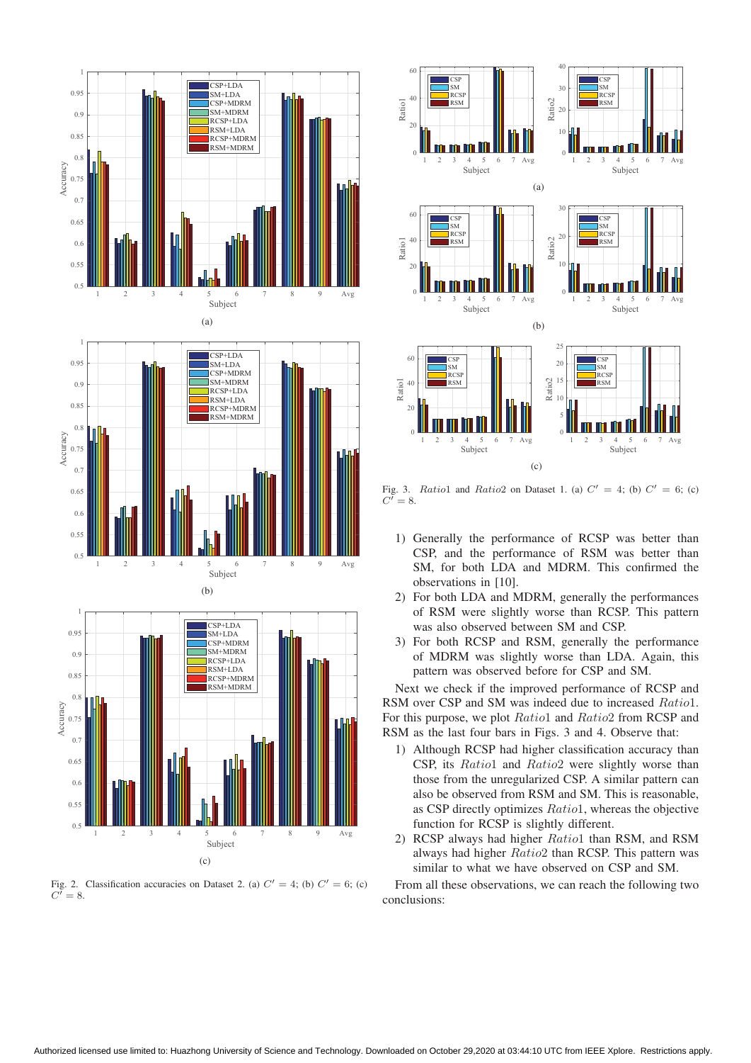Fig. 2. Classification accuracies on Dataset 2. (a) $C' = 4$; (b) $C' = 6$; (c) $C' = 8$.

Fig. 3. $Ratio1$ and $Ratio2$ on Dataset 1. (a) $C' = 4$; (b) $C' = 6$; (c) $C' = 8$.

1) Generally the performance of RCSP was better than CSP, and the performance of RSM was better than SM, for both LDA and MDRM. This confirmed the observations in [10].
2) For both LDA and MDRM, generally the performances of RSM were slightly worse than RCSP. This pattern was also observed between SM and CSP.
3) For both RCSP and RSM, generally the performance of MDRM was slightly worse than LDA. Again, this pattern was observed before for CSP and SM.

Next we check if the improved performance of RCSP and RSM over CSP and SM was indeed due to increased $Ratio1$. For this purpose, we plot $Ratio1$ and $Ratio2$ from RCSP and RSM as the last four bars in Figs. 3 and 4. Observe that:

1) Although RCSP had higher classification accuracy than CSP, its $Ratio1$ and $Ratio2$ were slightly worse than those from the unregularized CSP. A similar pattern can also be observed from RSM and SM. This is reasonable, as CSP directly optimizes $Ratio1$, whereas the objective function for RCSP is slightly different.
2) RCSP always had higher $Ratio1$ than RSM, and RSM always had higher $Ratio2$ than RCSP. This pattern was similar to what we have observed on CSP and SM.

From all these observations, we can reach the following two conclusions: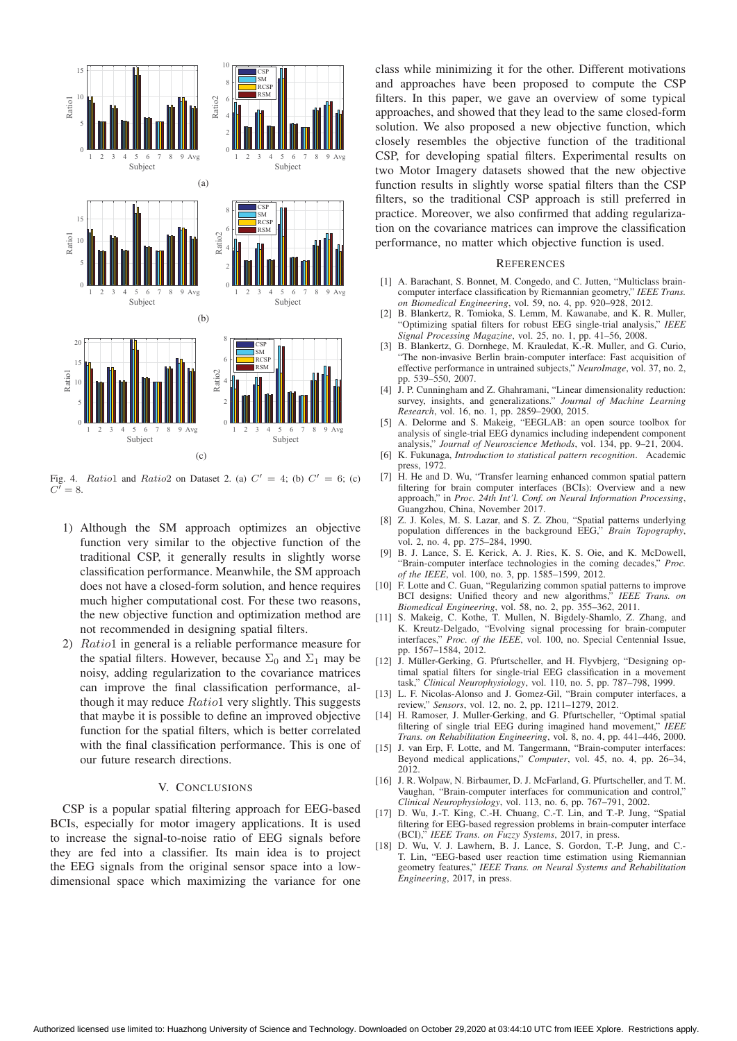(a)

Ratio1
15
10
5
0
1 2 3 4 5 6 7 8 9 Avg
Subject

Ratio2
10
8
6
4
2
0
1 2 3 4 5 6 7 8 9 Avg
Subject

CSP
SM
RCSP
RSM

(b)

Ratio1
15
10
5
0
1 2 3 4 5 6 7 8 9 Avg
Subject

Ratio2
8
6
4
2
0
1 2 3 4 5 6 7 8 9 Avg
Subject

CSP
SM
RCSP
RSM

(c)

Ratio1
20
15
10
5
0
1 2 3 4 5 6 7 8 9 Avg
Subject

Ratio2
8
6
4
2
0
1 2 3 4 5 6 7 8 9 Avg
Subject

CSP
SM
RCSP
RSM

Fig. 4. $Ratio1$ and $Ratio2$ on Dataset 2. (a) $C' = 4$; (b) $C' = 6$; (c) $C' = 8$.

1) Although the SM approach optimizes an objective function very similar to the objective function of the traditional CSP, it generally results in slightly worse classification performance. Meanwhile, the SM approach does not have a closed-form solution, and hence requires much higher computational cost. For these two reasons, the new objective function and optimization method are not recommended in designing spatial filters.
2) $Ratio1$ in general is a reliable performance measure for the spatial filters. However, because $\Sigma_0$ and $\Sigma_1$ may be noisy, adding regularization to the covariance matrices can improve the final classification performance, although it may reduce $Ratio1$ very slightly. This suggests that maybe it is possible to define an improved objective function for the spatial filters, which is better correlated with the final classification performance. This is one of our future research directions.

## V. Conclusions

CSP is a popular spatial filtering approach for EEG-based BCIs, especially for motor imagery applications. It is used to increase the signal-to-noise ratio of EEG signals before they are fed into a classifier. Its main idea is to project the EEG signals from the original sensor space into a low-dimensional space which maximizing the variance for one class while minimizing it for the other. Different motivations and approaches have been proposed to compute the CSP filters. In this paper, we gave an overview of some typical approaches, and showed that they lead to the same closed-form solution. We also proposed a new objective function, which closely resembles the objective function of the traditional CSP, for developing spatial filters. Experimental results on two Motor Imagery datasets showed that the new objective function results in slightly worse spatial filters than the CSP filters, so the traditional CSP approach is still preferred in practice. Moreover, we also confirmed that adding regularization on the covariance matrices can improve the classification performance, no matter which objective function is used.

## References

[1] A. Barachant, S. Bonnet, M. Congedo, and C. Jutten, "Multiclass brain-computer interface classification by Riemannian geometry," *IEEE Trans. on Biomedical Engineering*, vol. 59, no. 4, pp. 920–928, 2012.

[2] B. Blankertz, R. Tomioka, S. Lemm, M. Kawanabe, and K. R. Muller, "Optimizing spatial filters for robust EEG single-trial analysis," *IEEE Signal Processing Magazine*, vol. 25, no. 1, pp. 41–56, 2008.

[3] B. Blankertz, G. Dornhege, M. Krauledat, K.-R. Muller, and G. Curio, "The non-invasive Berlin brain-computer interface: Fast acquisition of effective performance in untrained subjects," *NeuroImage*, vol. 37, no. 2, pp. 539–550, 2007.

[4] J. P. Cunningham and Z. Ghahramani, "Linear dimensionality reduction: survey, insights, and generalizations." *Journal of Machine Learning Research*, vol. 16, no. 1, pp. 2859–2900, 2015.

[5] A. Delorme and S. Makeig, "EEGLAB: an open source toolbox for analysis of single-trial EEG dynamics including independent component analysis," *Journal of Neuroscience Methods*, vol. 134, pp. 9–21, 2004.

[6] K. Fukunaga, *Introduction to statistical pattern recognition*. Academic press, 1972.

[7] H. He and D. Wu, "Transfer learning enhanced common spatial pattern filtering for brain computer interfaces (BCIs): Overview and a new approach," in *Proc. 24th Int'l. Conf. on Neural Information Processing*, Guangzhou, China, November 2017.

[8] Z. J. Koles, M. S. Lazar, and S. Z. Zhou, "Spatial patterns underlying population differences in the background EEG," *Brain Topography*, vol. 2, no. 4, pp. 275–284, 1990.

[9] B. J. Lance, S. E. Kerick, A. J. Ries, K. S. Oie, and K. McDowell, "Brain-computer interface technologies in the coming decades," *Proc. of the IEEE*, vol. 100, no. 3, pp. 1585–1599, 2012.

[10] F. Lotte and C. Guan, "Regularizing common spatial patterns to improve BCI designs: Unified theory and new algorithms," *IEEE Trans. on Biomedical Engineering*, vol. 58, no. 2, pp. 355–362, 2011.

[11] S. Makeig, C. Kothe, T. Mullen, N. Bigdely-Shamlo, Z. Zhang, and K. Kreutz-Delgado, "Evolving signal processing for brain-computer interfaces," *Proc. of the IEEE*, vol. 100, no. Special Centennial Issue, pp. 1567–1584, 2012.

[12] J. Müller-Gerking, G. Pfurtscheller, and H. Flyvbjerg, "Designing optimal spatial filters for single-trial EEG classification in a movement task," *Clinical Neurophysiology*, vol. 110, no. 5, pp. 787–798, 1999.

[13] L. F. Nicolas-Alonso and J. Gomez-Gil, "Brain computer interfaces, a review," *Sensors*, vol. 12, no. 2, pp. 1211–1279, 2012.

[14] H. Ramoser, J. Muller-Gerking, and G. Pfurtscheller, "Optimal spatial filtering of single trial EEG during imagined hand movement," *IEEE Trans. on Rehabilitation Engineering*, vol. 8, no. 4, pp. 441–446, 2000.

[15] J. van Erp, F. Lotte, and M. Tangermann, "Brain-computer interfaces: Beyond medical applications," *Computer*, vol. 45, no. 4, pp. 26–34, 2012.

[16] J. R. Wolpaw, N. Birbaumer, D. J. McFarland, G. Pfurtscheller, and T. M. Vaughan, "Brain-computer interfaces for communication and control," *Clinical Neurophysiology*, vol. 113, no. 6, pp. 767–791, 2002.

[17] D. Wu, J.-T. King, C.-H. Chuang, C.-T. Lin, and T.-P. Jung, "Spatial filtering for EEG-based regression problems in brain-computer interface (BCI)," *IEEE Trans. on Fuzzy Systems*, 2017, in press.

[18] D. Wu, V. J. Lawhern, B. J. Lance, S. Gordon, T.-P. Jung, and C.-T. Lin, "EEG-based user reaction time estimation using Riemannian geometry features," *IEEE Trans. on Neural Systems and Rehabilitation Engineering*, 2017, in press.